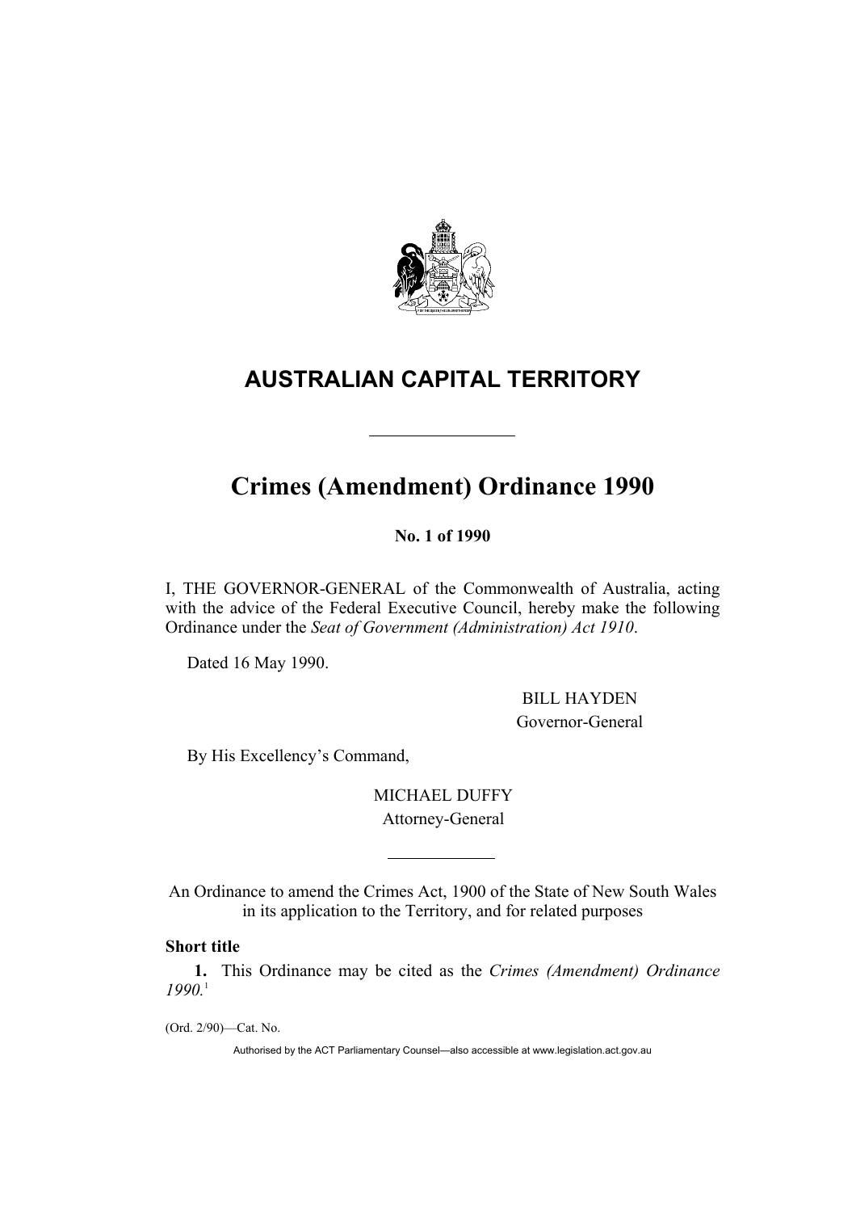# AUSTRALIAN CAPITAL TERRITORY

# Crimes (Amendment) Ordinance 1990

**No. 1 of 1990**

I, THE GOVERNOR-GENERAL of the Commonwealth of Australia, acting with the advice of the Federal Executive Council, hereby make the following Ordinance under the *Seat of Government (Administration) Act 1910*.

Dated 16 May 1990.

BILL HAYDEN
Governor-General

By His Excellency's Command,

MICHAEL DUFFY
Attorney-General

An Ordinance to amend the Crimes Act, 1900 of the State of New South Wales in its application to the Territory, and for related purposes

**Short title**

**1.** This Ordinance may be cited as the *Crimes (Amendment) Ordinance 1990.*[1]

(Ord. 2/90)—Cat. No.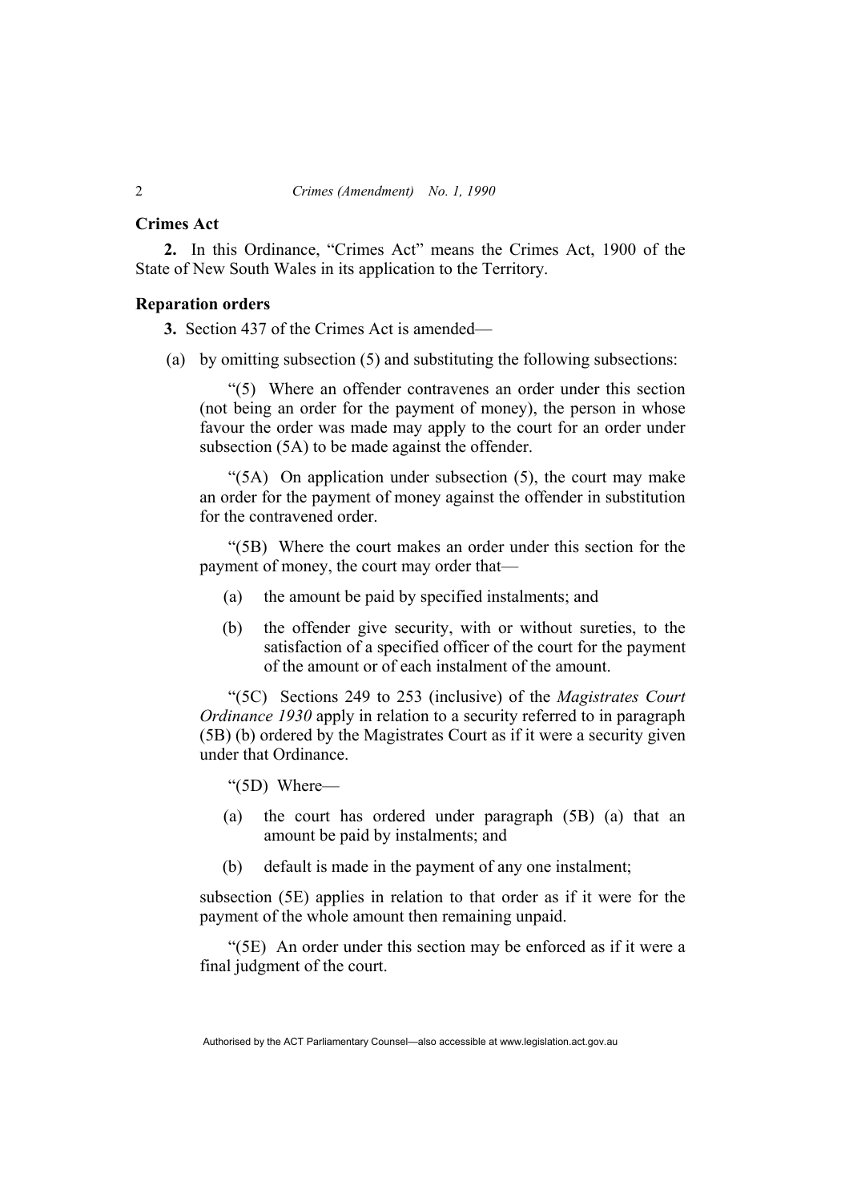**Crimes Act**

**2.** In this Ordinance, "Crimes Act" means the Crimes Act, 1900 of the State of New South Wales in its application to the Territory.

**Reparation orders**

**3.** Section 437 of the Crimes Act is amended—

(a) by omitting subsection (5) and substituting the following subsections:

"(5) Where an offender contravenes an order under this section (not being an order for the payment of money), the person in whose favour the order was made may apply to the court for an order under subsection (5A) to be made against the offender.

"(5A) On application under subsection (5), the court may make an order for the payment of money against the offender in substitution for the contravened order.

"(5B) Where the court makes an order under this section for the payment of money, the court may order that—

(a) the amount be paid by specified instalments; and

(b) the offender give security, with or without sureties, to the satisfaction of a specified officer of the court for the payment of the amount or of each instalment of the amount.

"(5C) Sections 249 to 253 (inclusive) of the *Magistrates Court Ordinance 1930* apply in relation to a security referred to in paragraph (5B) (b) ordered by the Magistrates Court as if it were a security given under that Ordinance.

"(5D) Where—

(a) the court has ordered under paragraph (5B) (a) that an amount be paid by instalments; and

(b) default is made in the payment of any one instalment;

subsection (5E) applies in relation to that order as if it were for the payment of the whole amount then remaining unpaid.

"(5E) An order under this section may be enforced as if it were a final judgment of the court.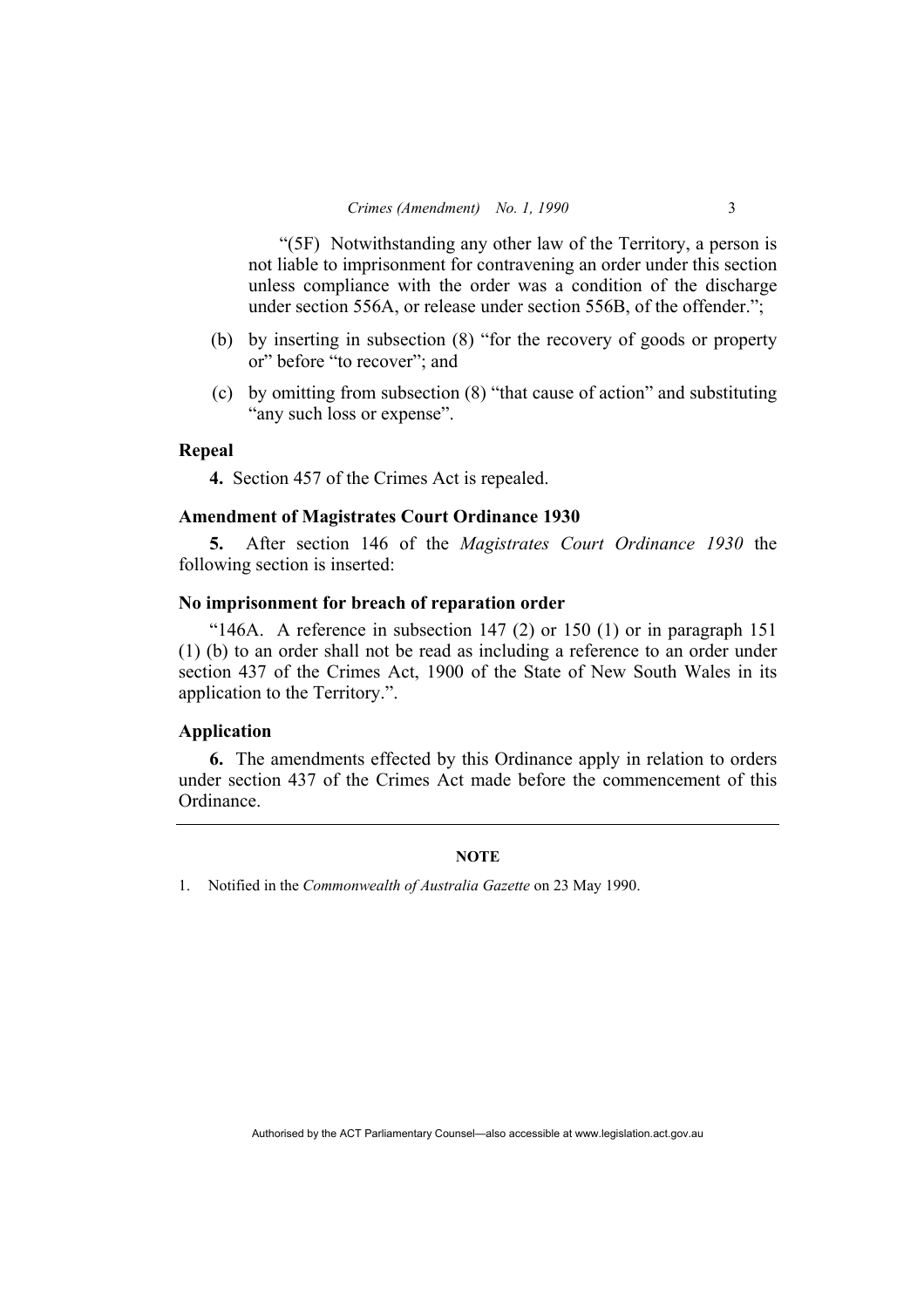"(5F) Notwithstanding any other law of the Territory, a person is not liable to imprisonment for contravening an order under this section unless compliance with the order was a condition of the discharge under section 556A, or release under section 556B, of the offender.";

(b) by inserting in subsection (8) "for the recovery of goods or property or" before "to recover"; and

(c) by omitting from subsection (8) "that cause of action" and substituting "any such loss or expense".

**Repeal**

**4.** Section 457 of the Crimes Act is repealed.

**Amendment of Magistrates Court Ordinance 1930**

**5.** After section 146 of the *Magistrates Court Ordinance 1930* the following section is inserted:

**No imprisonment for breach of reparation order**

"146A. A reference in subsection 147 (2) or 150 (1) or in paragraph 151 (1) (b) to an order shall not be read as including a reference to an order under section 437 of the Crimes Act, 1900 of the State of New South Wales in its application to the Territory.".

**Application**

**6.** The amendments effected by this Ordinance apply in relation to orders under section 437 of the Crimes Act made before the commencement of this Ordinance.

---

**NOTE**

1. Notified in the *Commonwealth of Australia Gazette* on 23 May 1990.